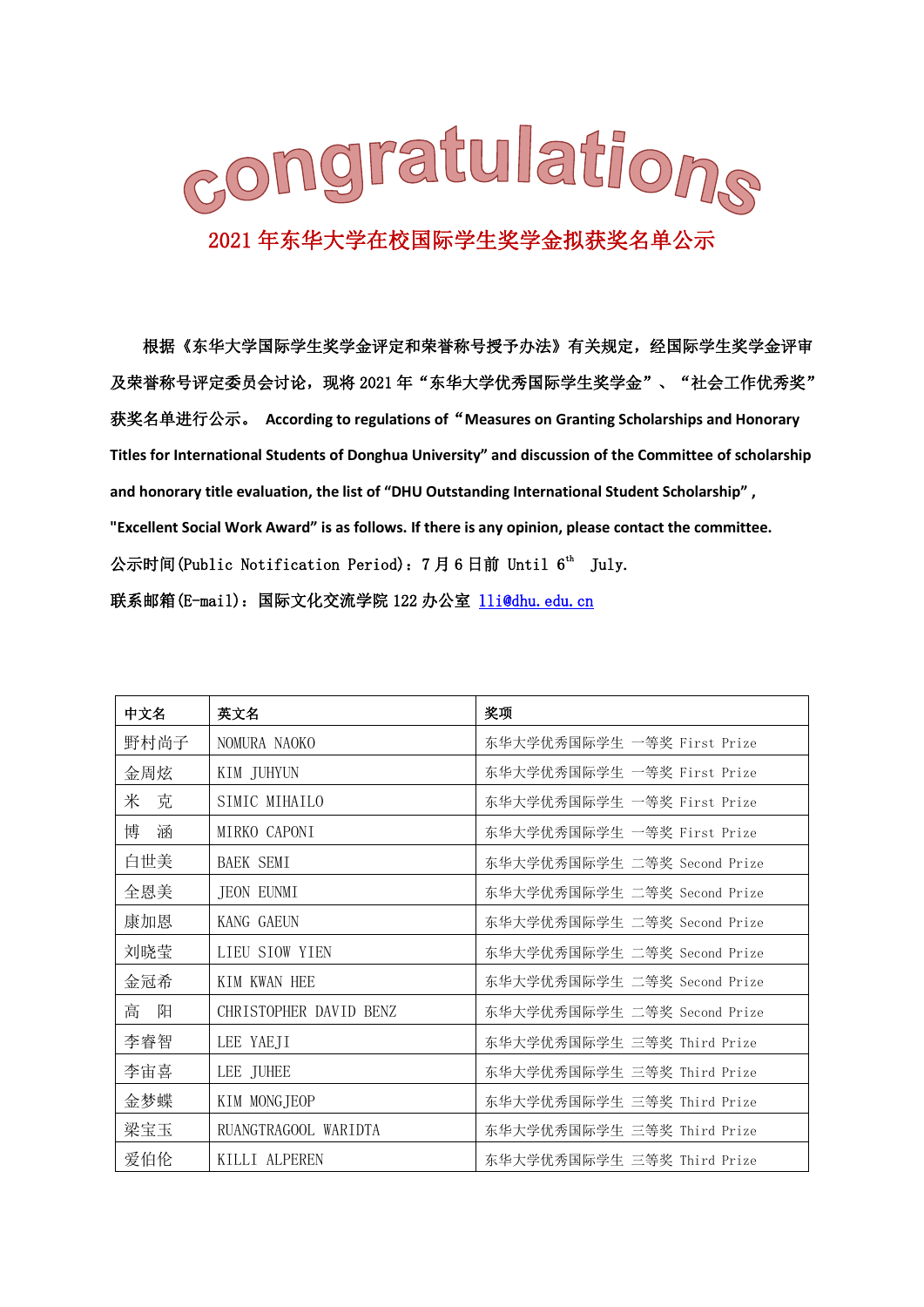# congratulations

## 2021 年东华大学在校国际学生奖学金拟获奖名单公示

根据《东华大学国际学生奖学金评定和荣誉称号授予办法》有关规定，经国际学生奖学金评审及荣誉称号评定委员会讨论，现将 2021 年“东华大学优秀国际学生奖学金”、“社会工作优秀奖”获奖名单进行公示。 **According to regulations of “Measures on Granting Scholarships and Honorary Titles for International Students of Donghua University” and discussion of the Committee of scholarship and honorary title evaluation, the list of “DHU Outstanding International Student Scholarship” , "Excellent Social Work Award” is as follows. If there is any opinion, please contact the committee.**

公示时间(Public Notification Period)：7 月 6 日前 Until 6th July.

联系邮箱(E-mail)：国际文化交流学院 122 办公室 1li@dhu.edu.cn

| 中文名 | 英文名 | 奖项 |
| --- | --- | --- |
| 野村尚子 | NOMURA NAOKO | 东华大学优秀国际学生 一等奖 First Prize |
| 金周炫 | KIM JUHYUN | 东华大学优秀国际学生 一等奖 First Prize |
| 米　克 | SIMIC MIHAILO | 东华大学优秀国际学生 一等奖 First Prize |
| 博　涵 | MIRKO CAPONI | 东华大学优秀国际学生 一等奖 First Prize |
| 白世美 | BAEK SEMI | 东华大学优秀国际学生 二等奖 Second Prize |
| 全恩美 | JEON EUNMI | 东华大学优秀国际学生 二等奖 Second Prize |
| 康加恩 | KANG GAEUN | 东华大学优秀国际学生 二等奖 Second Prize |
| 刘晓莹 | LIEU SIOW YIEN | 东华大学优秀国际学生 二等奖 Second Prize |
| 金冠希 | KIM KWAN HEE | 东华大学优秀国际学生 二等奖 Second Prize |
| 高　阳 | CHRISTOPHER DAVID BENZ | 东华大学优秀国际学生 二等奖 Second Prize |
| 李睿智 | LEE YAEJI | 东华大学优秀国际学生 三等奖 Third Prize |
| 李宙喜 | LEE JUHEE | 东华大学优秀国际学生 三等奖 Third Prize |
| 金梦蝶 | KIM MONGJEOP | 东华大学优秀国际学生 三等奖 Third Prize |
| 梁宝玉 | RUANGTRAGOOL WARIDTA | 东华大学优秀国际学生 三等奖 Third Prize |
| 爱伯伦 | KILLI ALPEREN | 东华大学优秀国际学生 三等奖 Third Prize |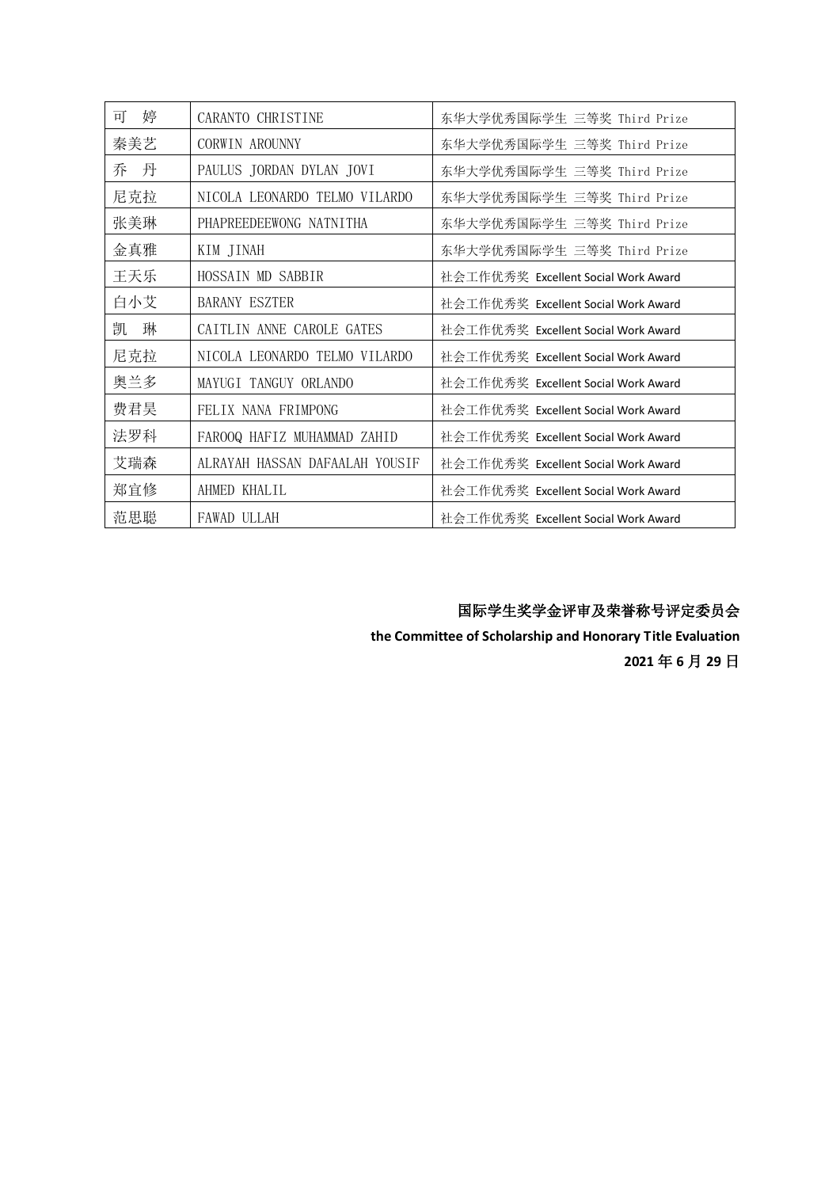| | | |
|---|---|---|
| 可　婷 | CARANTO CHRISTINE | 东华大学优秀国际学生 三等奖 Third Prize |
| 秦美艺 | CORWIN AROUNNY | 东华大学优秀国际学生 三等奖 Third Prize |
| 乔　丹 | PAULUS JORDAN DYLAN JOVI | 东华大学优秀国际学生 三等奖 Third Prize |
| 尼克拉 | NICOLA LEONARDO TELMO VILARDO | 东华大学优秀国际学生 三等奖 Third Prize |
| 张美琳 | PHAPREEDEEWONG NATNITHA | 东华大学优秀国际学生 三等奖 Third Prize |
| 金真雅 | KIM JINAH | 东华大学优秀国际学生 三等奖 Third Prize |
| 王天乐 | HOSSAIN MD SABBIR | 社会工作优秀奖 Excellent Social Work Award |
| 白小艾 | BARANY ESZTER | 社会工作优秀奖 Excellent Social Work Award |
| 凯　琳 | CAITLIN ANNE CAROLE GATES | 社会工作优秀奖 Excellent Social Work Award |
| 尼克拉 | NICOLA LEONARDO TELMO VILARDO | 社会工作优秀奖 Excellent Social Work Award |
| 奥兰多 | MAYUGI TANGUY ORLANDO | 社会工作优秀奖 Excellent Social Work Award |
| 费君昊 | FELIX NANA FRIMPONG | 社会工作优秀奖 Excellent Social Work Award |
| 法罗科 | FAROOQ HAFIZ MUHAMMAD ZAHID | 社会工作优秀奖 Excellent Social Work Award |
| 艾瑞森 | ALRAYAH HASSAN DAFAALAH YOUSIF | 社会工作优秀奖 Excellent Social Work Award |
| 郑宜修 | AHMED KHALIL | 社会工作优秀奖 Excellent Social Work Award |
| 范思聪 | FAWAD ULLAH | 社会工作优秀奖 Excellent Social Work Award |

**国际学生奖学金评审及荣誉称号评定委员会**

**the Committee of Scholarship and Honorary Title Evaluation**

**2021 年 6 月 29 日**